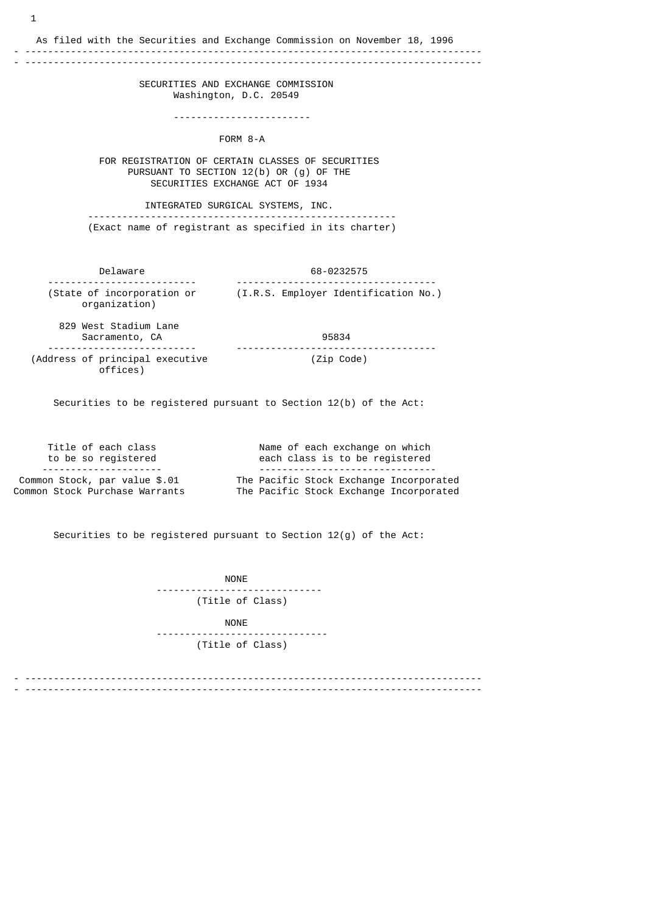As filed with the Securities and Exchange Commission on November 18, 1996

---

SECURITIES AND EXCHANGE COMMISSION
Washington, D.C. 20549

---

FORM 8-A

FOR REGISTRATION OF CERTAIN CLASSES OF SECURITIES
PURSUANT TO SECTION 12(b) OR (g) OF THE
SECURITIES EXCHANGE ACT OF 1934

INTEGRATED SURGICAL SYSTEMS, INC.
(Exact name of registrant as specified in its charter)

| Delaware | 68-0232575 |
|---|---|
| (State of incorporation or organization) | (I.R.S. Employer Identification No.) |
| 829 West Stadium Lane Sacramento, CA | 95834 |
| (Address of principal executive offices) | (Zip Code) |

Securities to be registered pursuant to Section 12(b) of the Act:

| Title of each class to be so registered | Name of each exchange on which each class is to be registered |
|---|---|
| Common Stock, par value $.01 | The Pacific Stock Exchange Incorporated |
| Common Stock Purchase Warrants | The Pacific Stock Exchange Incorporated |

Securities to be registered pursuant to Section 12(g) of the Act:

NONE
(Title of Class)

NONE
(Title of Class)

---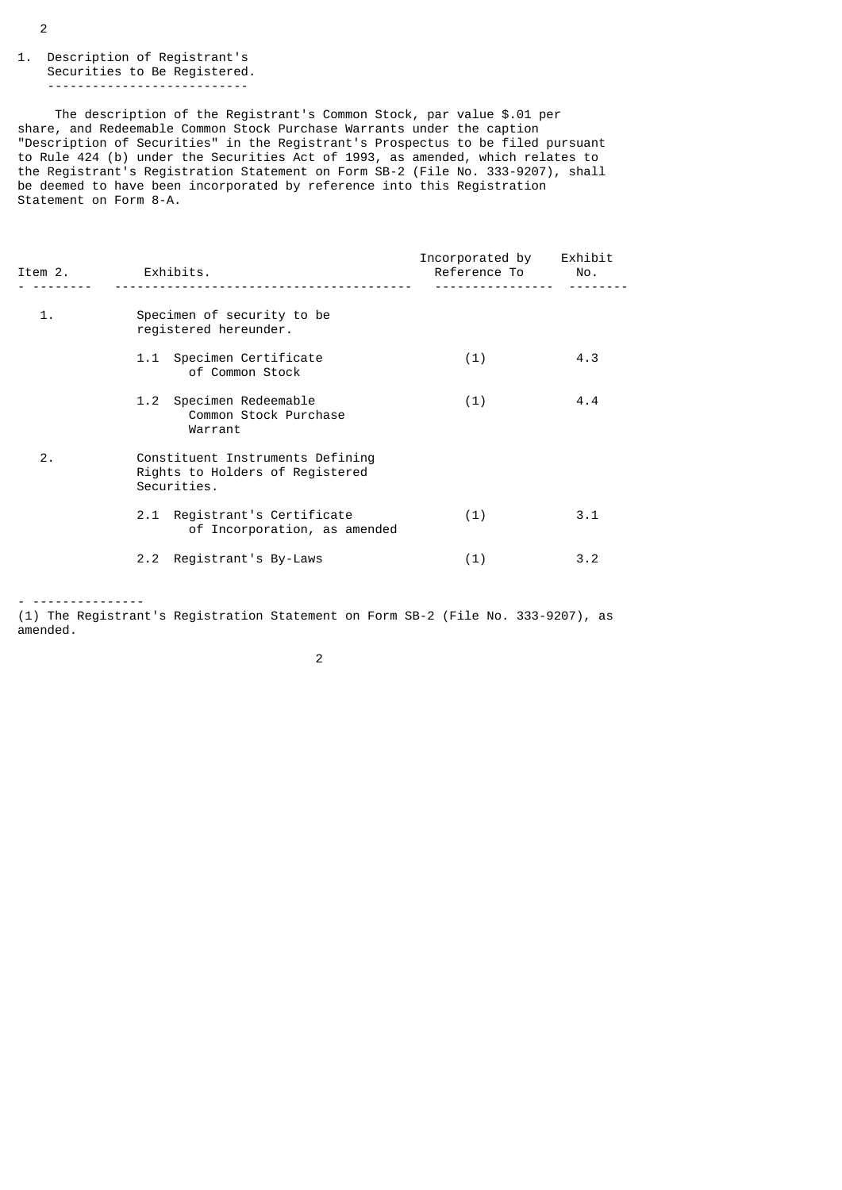1. Description of Registrant's Securities to Be Registered.

The description of the Registrant's Common Stock, par value $.01 per share, and Redeemable Common Stock Purchase Warrants under the caption "Description of Securities" in the Registrant's Prospectus to be filed pursuant to Rule 424 (b) under the Securities Act of 1993, as amended, which relates to the Registrant's Registration Statement on Form SB-2 (File No. 333-9207), shall be deemed to have been incorporated by reference into this Registration Statement on Form 8-A.

| Item 2. | Exhibits. | Incorporated by Reference To | Exhibit No. |
|---|---|---|---|
| 1. | Specimen of security to be registered hereunder. | | |
| | 1.1 Specimen Certificate of Common Stock | (1) | 4.3 |
| | 1.2 Specimen Redeemable Common Stock Purchase Warrant | (1) | 4.4 |
| 2. | Constituent Instruments Defining Rights to Holders of Registered Securities. | | |
| | 2.1 Registrant's Certificate of Incorporation, as amended | (1) | 3.1 |
| | 2.2 Registrant's By-Laws | (1) | 3.2 |

---

(1) The Registrant's Registration Statement on Form SB-2 (File No. 333-9207), as amended.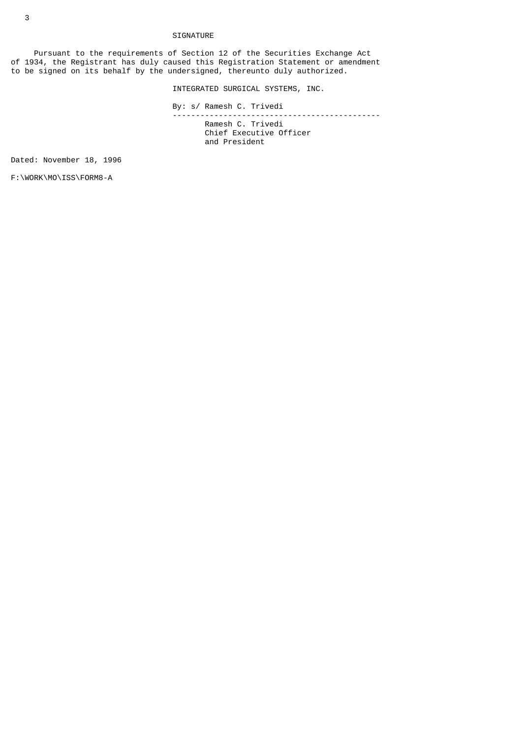## SIGNATURE

Pursuant to the requirements of Section 12 of the Securities Exchange Act of 1934, the Registrant has duly caused this Registration Statement or amendment to be signed on its behalf by the undersigned, thereunto duly authorized.

INTEGRATED SURGICAL SYSTEMS, INC.

By: s/ Ramesh C. Trivedi

---

Ramesh C. Trivedi
Chief Executive Officer
and President

Dated: November 18, 1996

F:\WORK\MO\ISS\FORM8-A